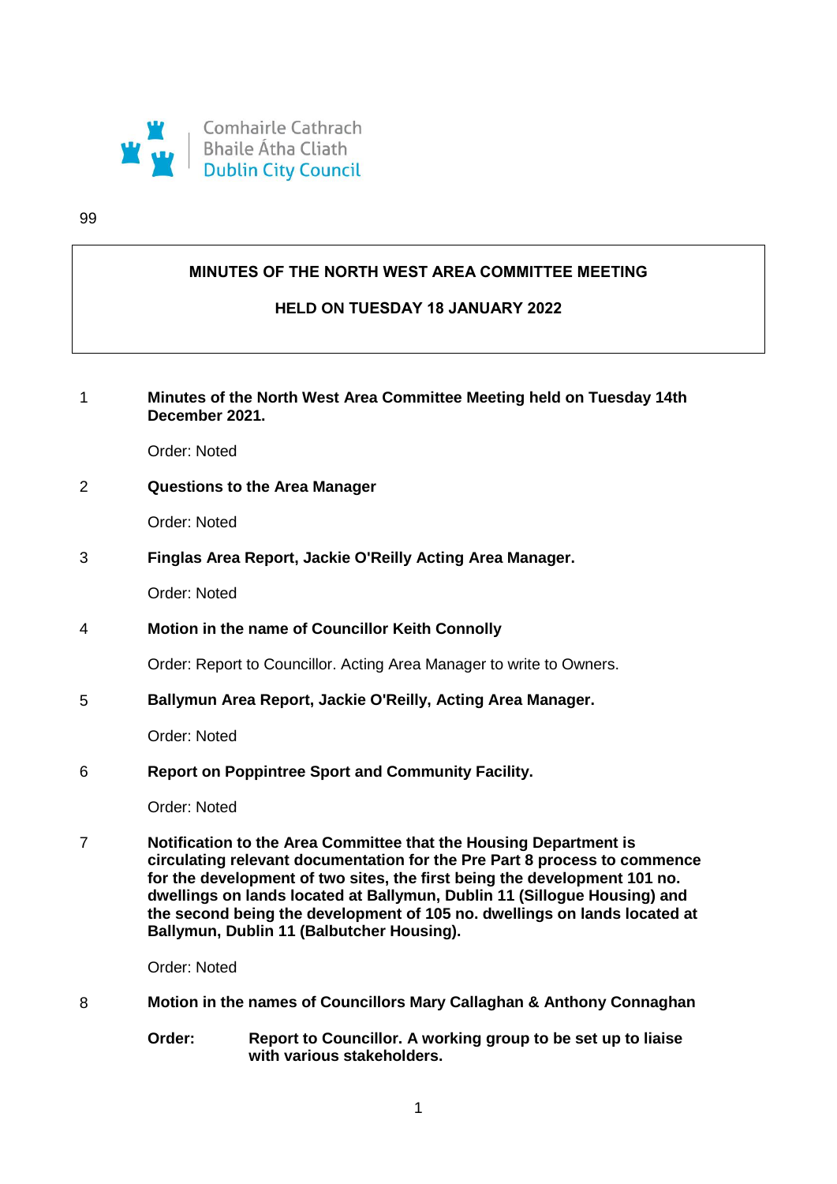Comhairle Cathrach
Bhaile Átha Cliath
Dublin City Council

99

# MINUTES OF THE NORTH WEST AREA COMMITTEE MEETING

## HELD ON TUESDAY 18 JANUARY 2022

1 **Minutes of the North West Area Committee Meeting held on Tuesday 14th December 2021.**

Order: Noted

2 **Questions to the Area Manager**

Order: Noted

3 **Finglas Area Report, Jackie O'Reilly Acting Area Manager.**

Order: Noted

4 **Motion in the name of Councillor Keith Connolly**

Order: Report to Councillor. Acting Area Manager to write to Owners.

5 **Ballymun Area Report, Jackie O'Reilly, Acting Area Manager.**

Order: Noted

6 **Report on Poppintree Sport and Community Facility.**

Order: Noted

7 **Notification to the Area Committee that the Housing Department is circulating relevant documentation for the Pre Part 8 process to commence for the development of two sites, the first being the development 101 no. dwellings on lands located at Ballymun, Dublin 11 (Sillogue Housing) and the second being the development of 105 no. dwellings on lands located at Ballymun, Dublin 11 (Balbutcher Housing).**

Order: Noted

8 **Motion in the names of Councillors Mary Callaghan & Anthony Connaghan**

**Order:** **Report to Councillor. A working group to be set up to liaise with various stakeholders.**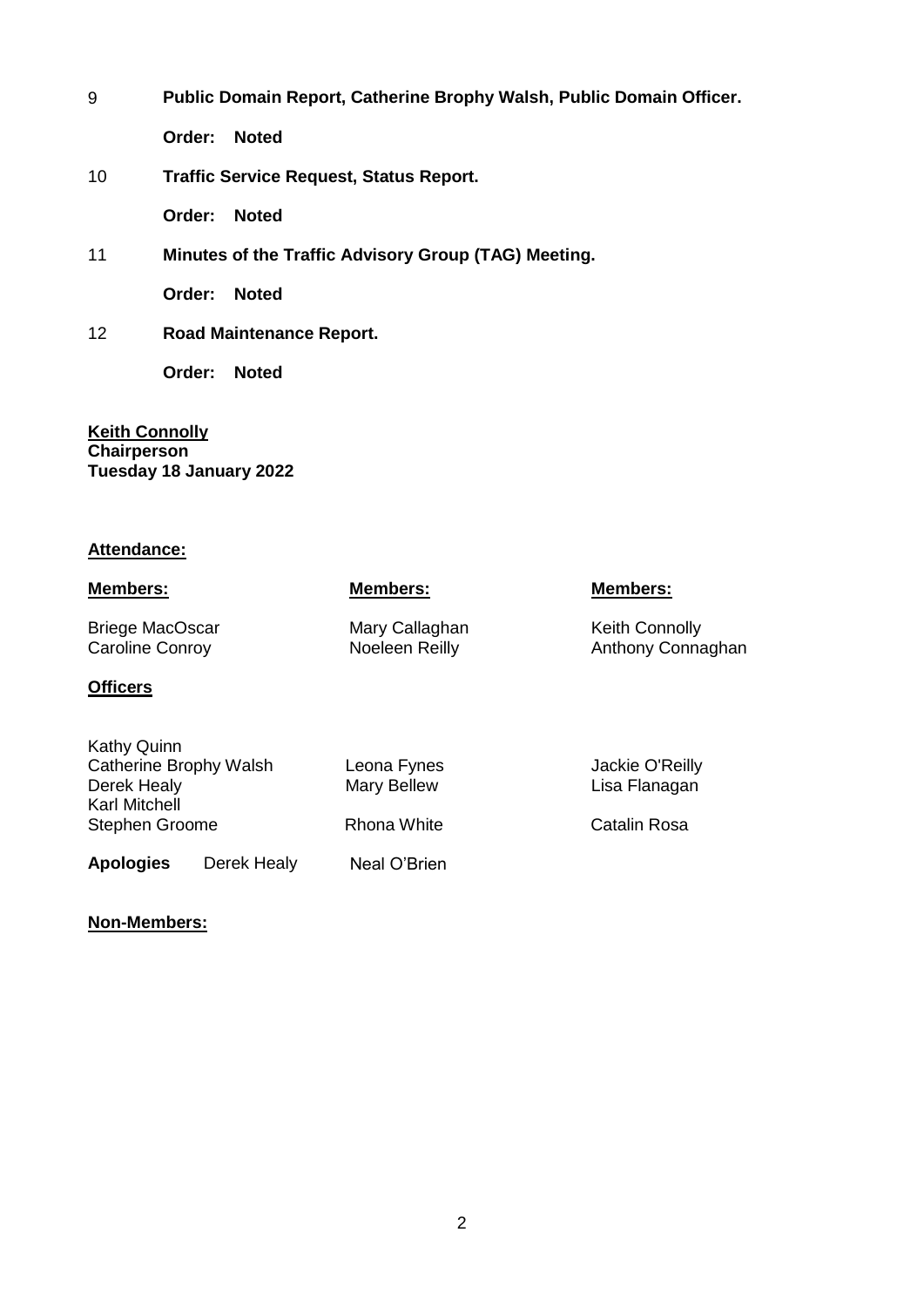9 **Public Domain Report, Catherine Brophy Walsh, Public Domain Officer.**

**Order: Noted**

10 **Traffic Service Request, Status Report.**

**Order: Noted**

11 **Minutes of the Traffic Advisory Group (TAG) Meeting.**

**Order: Noted**

12 **Road Maintenance Report.**

**Order: Noted**

**Keith Connolly**
**Chairperson**
**Tuesday 18 January 2022**

**Attendance:**

| **Members:** | **Members:** | **Members:** |
|---|---|---|
| Briege MacOscar | Mary Callaghan | Keith Connolly |
| Caroline Conroy | Noeleen Reilly | Anthony Connaghan |

**Officers**

| | | |
|---|---|---|
| Kathy Quinn | | |
| Catherine Brophy Walsh | Leona Fynes | Jackie O'Reilly |
| Derek Healy | Mary Bellew | Lisa Flanagan |
| Karl Mitchell | | |
| Stephen Groome | Rhona White | Catalin Rosa |

**Apologies** Derek Healy Neal O'Brien

**Non-Members:**